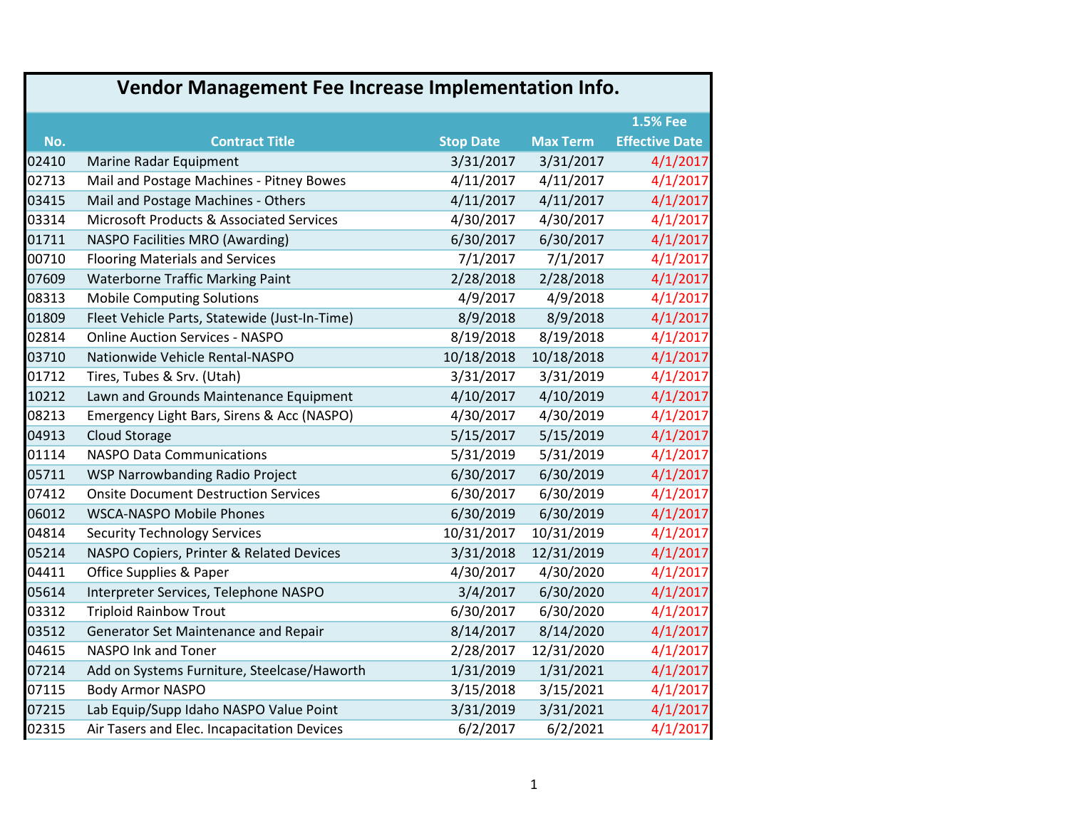# Vendor Management Fee Increase Implementation Info.

| No. | Contract Title | Stop Date | Max Term | 1.5% Fee Effective Date |
|---|---|---|---|---|
| 02410 | Marine Radar Equipment | 3/31/2017 | 3/31/2017 | 4/1/2017 |
| 02713 | Mail and Postage Machines - Pitney Bowes | 4/11/2017 | 4/11/2017 | 4/1/2017 |
| 03415 | Mail and Postage Machines - Others | 4/11/2017 | 4/11/2017 | 4/1/2017 |
| 03314 | Microsoft Products & Associated Services | 4/30/2017 | 4/30/2017 | 4/1/2017 |
| 01711 | NASPO Facilities MRO (Awarding) | 6/30/2017 | 6/30/2017 | 4/1/2017 |
| 00710 | Flooring Materials and Services | 7/1/2017 | 7/1/2017 | 4/1/2017 |
| 07609 | Waterborne Traffic Marking Paint | 2/28/2018 | 2/28/2018 | 4/1/2017 |
| 08313 | Mobile Computing Solutions | 4/9/2017 | 4/9/2018 | 4/1/2017 |
| 01809 | Fleet Vehicle Parts, Statewide (Just-In-Time) | 8/9/2018 | 8/9/2018 | 4/1/2017 |
| 02814 | Online Auction Services - NASPO | 8/19/2018 | 8/19/2018 | 4/1/2017 |
| 03710 | Nationwide Vehicle Rental-NASPO | 10/18/2018 | 10/18/2018 | 4/1/2017 |
| 01712 | Tires, Tubes & Srv. (Utah) | 3/31/2017 | 3/31/2019 | 4/1/2017 |
| 10212 | Lawn and Grounds Maintenance Equipment | 4/10/2017 | 4/10/2019 | 4/1/2017 |
| 08213 | Emergency Light Bars, Sirens & Acc (NASPO) | 4/30/2017 | 4/30/2019 | 4/1/2017 |
| 04913 | Cloud Storage | 5/15/2017 | 5/15/2019 | 4/1/2017 |
| 01114 | NASPO Data Communications | 5/31/2019 | 5/31/2019 | 4/1/2017 |
| 05711 | WSP Narrowbanding Radio Project | 6/30/2017 | 6/30/2019 | 4/1/2017 |
| 07412 | Onsite Document Destruction Services | 6/30/2017 | 6/30/2019 | 4/1/2017 |
| 06012 | WSCA-NASPO Mobile Phones | 6/30/2019 | 6/30/2019 | 4/1/2017 |
| 04814 | Security Technology Services | 10/31/2017 | 10/31/2019 | 4/1/2017 |
| 05214 | NASPO Copiers, Printer & Related Devices | 3/31/2018 | 12/31/2019 | 4/1/2017 |
| 04411 | Office Supplies & Paper | 4/30/2017 | 4/30/2020 | 4/1/2017 |
| 05614 | Interpreter Services, Telephone NASPO | 3/4/2017 | 6/30/2020 | 4/1/2017 |
| 03312 | Triploid Rainbow Trout | 6/30/2017 | 6/30/2020 | 4/1/2017 |
| 03512 | Generator Set Maintenance and Repair | 8/14/2017 | 8/14/2020 | 4/1/2017 |
| 04615 | NASPO Ink and Toner | 2/28/2017 | 12/31/2020 | 4/1/2017 |
| 07214 | Add on Systems Furniture, Steelcase/Haworth | 1/31/2019 | 1/31/2021 | 4/1/2017 |
| 07115 | Body Armor NASPO | 3/15/2018 | 3/15/2021 | 4/1/2017 |
| 07215 | Lab Equip/Supp Idaho NASPO Value Point | 3/31/2019 | 3/31/2021 | 4/1/2017 |
| 02315 | Air Tasers and Elec. Incapacitation Devices | 6/2/2017 | 6/2/2021 | 4/1/2017 |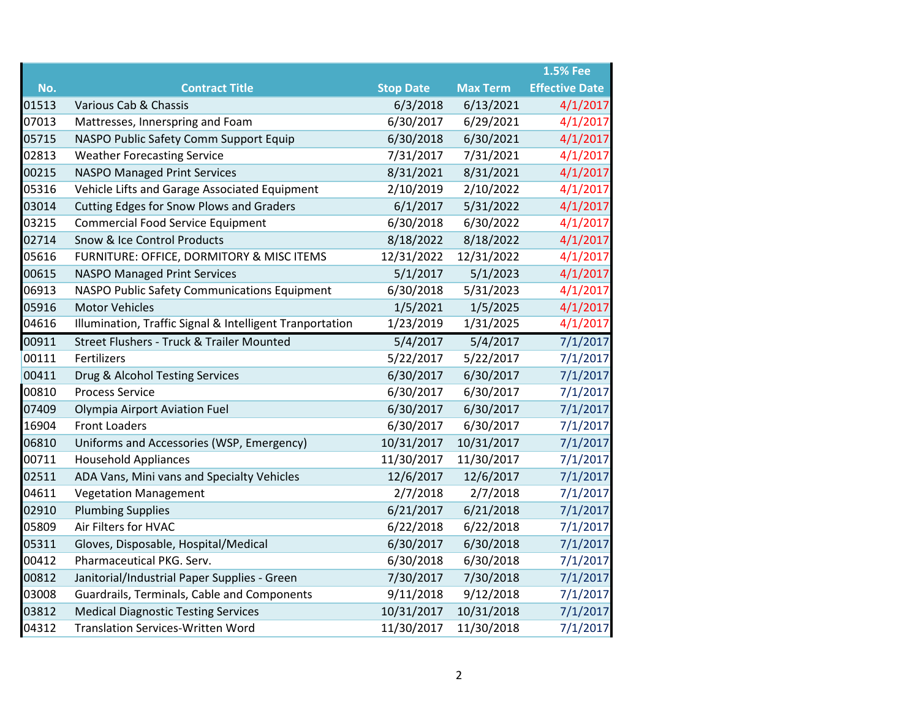| No. | Contract Title | Stop Date | Max Term | 1.5% Fee Effective Date |
|---|---|---|---|---|
| 01513 | Various Cab & Chassis | 6/3/2018 | 6/13/2021 | 4/1/2017 |
| 07013 | Mattresses, Innerspring and Foam | 6/30/2017 | 6/29/2021 | 4/1/2017 |
| 05715 | NASPO Public Safety Comm Support Equip | 6/30/2018 | 6/30/2021 | 4/1/2017 |
| 02813 | Weather Forecasting Service | 7/31/2017 | 7/31/2021 | 4/1/2017 |
| 00215 | NASPO Managed Print Services | 8/31/2021 | 8/31/2021 | 4/1/2017 |
| 05316 | Vehicle Lifts and Garage Associated Equipment | 2/10/2019 | 2/10/2022 | 4/1/2017 |
| 03014 | Cutting Edges for Snow Plows and Graders | 6/1/2017 | 5/31/2022 | 4/1/2017 |
| 03215 | Commercial Food Service Equipment | 6/30/2018 | 6/30/2022 | 4/1/2017 |
| 02714 | Snow & Ice Control Products | 8/18/2022 | 8/18/2022 | 4/1/2017 |
| 05616 | FURNITURE: OFFICE, DORMITORY & MISC ITEMS | 12/31/2022 | 12/31/2022 | 4/1/2017 |
| 00615 | NASPO Managed Print Services | 5/1/2017 | 5/1/2023 | 4/1/2017 |
| 06913 | NASPO Public Safety Communications Equipment | 6/30/2018 | 5/31/2023 | 4/1/2017 |
| 05916 | Motor Vehicles | 1/5/2021 | 1/5/2025 | 4/1/2017 |
| 04616 | Illumination, Traffic Signal & Intelligent Tranportation | 1/23/2019 | 1/31/2025 | 4/1/2017 |
| 00911 | Street Flushers - Truck & Trailer Mounted | 5/4/2017 | 5/4/2017 | 7/1/2017 |
| 00111 | Fertilizers | 5/22/2017 | 5/22/2017 | 7/1/2017 |
| 00411 | Drug & Alcohol Testing Services | 6/30/2017 | 6/30/2017 | 7/1/2017 |
| 00810 | Process Service | 6/30/2017 | 6/30/2017 | 7/1/2017 |
| 07409 | Olympia Airport Aviation Fuel | 6/30/2017 | 6/30/2017 | 7/1/2017 |
| 16904 | Front Loaders | 6/30/2017 | 6/30/2017 | 7/1/2017 |
| 06810 | Uniforms and Accessories (WSP, Emergency) | 10/31/2017 | 10/31/2017 | 7/1/2017 |
| 00711 | Household Appliances | 11/30/2017 | 11/30/2017 | 7/1/2017 |
| 02511 | ADA Vans, Mini vans and Specialty Vehicles | 12/6/2017 | 12/6/2017 | 7/1/2017 |
| 04611 | Vegetation Management | 2/7/2018 | 2/7/2018 | 7/1/2017 |
| 02910 | Plumbing Supplies | 6/21/2017 | 6/21/2018 | 7/1/2017 |
| 05809 | Air Filters for HVAC | 6/22/2018 | 6/22/2018 | 7/1/2017 |
| 05311 | Gloves, Disposable, Hospital/Medical | 6/30/2017 | 6/30/2018 | 7/1/2017 |
| 00412 | Pharmaceutical PKG. Serv. | 6/30/2018 | 6/30/2018 | 7/1/2017 |
| 00812 | Janitorial/Industrial Paper Supplies - Green | 7/30/2017 | 7/30/2018 | 7/1/2017 |
| 03008 | Guardrails, Terminals, Cable and Components | 9/11/2018 | 9/12/2018 | 7/1/2017 |
| 03812 | Medical Diagnostic Testing Services | 10/31/2017 | 10/31/2018 | 7/1/2017 |
| 04312 | Translation Services-Written Word | 11/30/2017 | 11/30/2018 | 7/1/2017 |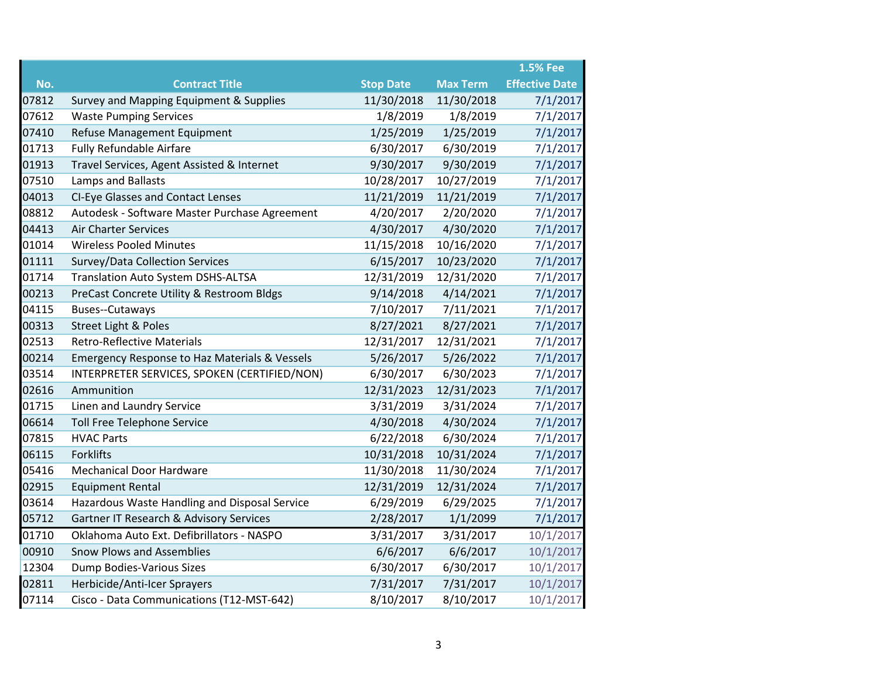| No. | Contract Title | Stop Date | Max Term | 1.5% Fee Effective Date |
|---|---|---|---|---|
| 07812 | Survey and Mapping Equipment & Supplies | 11/30/2018 | 11/30/2018 | 7/1/2017 |
| 07612 | Waste Pumping Services | 1/8/2019 | 1/8/2019 | 7/1/2017 |
| 07410 | Refuse Management Equipment | 1/25/2019 | 1/25/2019 | 7/1/2017 |
| 01713 | Fully Refundable Airfare | 6/30/2017 | 6/30/2019 | 7/1/2017 |
| 01913 | Travel Services, Agent Assisted & Internet | 9/30/2017 | 9/30/2019 | 7/1/2017 |
| 07510 | Lamps and Ballasts | 10/28/2017 | 10/27/2019 | 7/1/2017 |
| 04013 | CI-Eye Glasses and Contact Lenses | 11/21/2019 | 11/21/2019 | 7/1/2017 |
| 08812 | Autodesk - Software Master Purchase Agreement | 4/20/2017 | 2/20/2020 | 7/1/2017 |
| 04413 | Air Charter Services | 4/30/2017 | 4/30/2020 | 7/1/2017 |
| 01014 | Wireless Pooled Minutes | 11/15/2018 | 10/16/2020 | 7/1/2017 |
| 01111 | Survey/Data Collection Services | 6/15/2017 | 10/23/2020 | 7/1/2017 |
| 01714 | Translation Auto System DSHS-ALTSA | 12/31/2019 | 12/31/2020 | 7/1/2017 |
| 00213 | PreCast Concrete Utility & Restroom Bldgs | 9/14/2018 | 4/14/2021 | 7/1/2017 |
| 04115 | Buses--Cutaways | 7/10/2017 | 7/11/2021 | 7/1/2017 |
| 00313 | Street Light & Poles | 8/27/2021 | 8/27/2021 | 7/1/2017 |
| 02513 | Retro-Reflective Materials | 12/31/2017 | 12/31/2021 | 7/1/2017 |
| 00214 | Emergency Response to Haz Materials & Vessels | 5/26/2017 | 5/26/2022 | 7/1/2017 |
| 03514 | INTERPRETER SERVICES, SPOKEN (CERTIFIED/NON) | 6/30/2017 | 6/30/2023 | 7/1/2017 |
| 02616 | Ammunition | 12/31/2023 | 12/31/2023 | 7/1/2017 |
| 01715 | Linen and Laundry Service | 3/31/2019 | 3/31/2024 | 7/1/2017 |
| 06614 | Toll Free Telephone Service | 4/30/2018 | 4/30/2024 | 7/1/2017 |
| 07815 | HVAC Parts | 6/22/2018 | 6/30/2024 | 7/1/2017 |
| 06115 | Forklifts | 10/31/2018 | 10/31/2024 | 7/1/2017 |
| 05416 | Mechanical Door Hardware | 11/30/2018 | 11/30/2024 | 7/1/2017 |
| 02915 | Equipment Rental | 12/31/2019 | 12/31/2024 | 7/1/2017 |
| 03614 | Hazardous Waste Handling and Disposal Service | 6/29/2019 | 6/29/2025 | 7/1/2017 |
| 05712 | Gartner IT Research & Advisory Services | 2/28/2017 | 1/1/2099 | 7/1/2017 |
| 01710 | Oklahoma Auto Ext. Defibrillators - NASPO | 3/31/2017 | 3/31/2017 | 10/1/2017 |
| 00910 | Snow Plows and Assemblies | 6/6/2017 | 6/6/2017 | 10/1/2017 |
| 12304 | Dump Bodies-Various Sizes | 6/30/2017 | 6/30/2017 | 10/1/2017 |
| 02811 | Herbicide/Anti-Icer Sprayers | 7/31/2017 | 7/31/2017 | 10/1/2017 |
| 07114 | Cisco - Data Communications (T12-MST-642) | 8/10/2017 | 8/10/2017 | 10/1/2017 |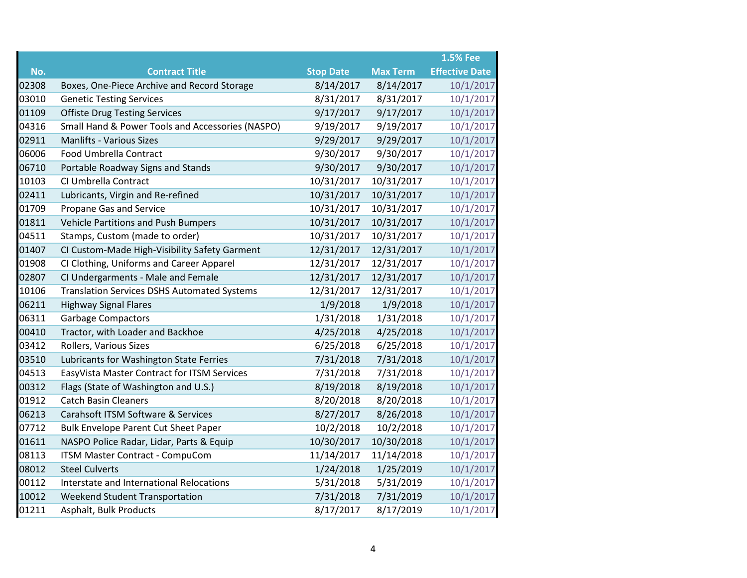| No. | Contract Title | Stop Date | Max Term | 1.5% Fee Effective Date |
|---|---|---|---|---|
| 02308 | Boxes, One-Piece Archive and Record Storage | 8/14/2017 | 8/14/2017 | 10/1/2017 |
| 03010 | Genetic Testing Services | 8/31/2017 | 8/31/2017 | 10/1/2017 |
| 01109 | Offiste Drug Testing Services | 9/17/2017 | 9/17/2017 | 10/1/2017 |
| 04316 | Small Hand & Power Tools and Accessories (NASPO) | 9/19/2017 | 9/19/2017 | 10/1/2017 |
| 02911 | Manlifts - Various Sizes | 9/29/2017 | 9/29/2017 | 10/1/2017 |
| 06006 | Food Umbrella Contract | 9/30/2017 | 9/30/2017 | 10/1/2017 |
| 06710 | Portable Roadway Signs and Stands | 9/30/2017 | 9/30/2017 | 10/1/2017 |
| 10103 | CI Umbrella Contract | 10/31/2017 | 10/31/2017 | 10/1/2017 |
| 02411 | Lubricants, Virgin and Re-refined | 10/31/2017 | 10/31/2017 | 10/1/2017 |
| 01709 | Propane Gas and Service | 10/31/2017 | 10/31/2017 | 10/1/2017 |
| 01811 | Vehicle Partitions and Push Bumpers | 10/31/2017 | 10/31/2017 | 10/1/2017 |
| 04511 | Stamps, Custom (made to order) | 10/31/2017 | 10/31/2017 | 10/1/2017 |
| 01407 | CI Custom-Made High-Visibility Safety Garment | 12/31/2017 | 12/31/2017 | 10/1/2017 |
| 01908 | CI Clothing, Uniforms and Career Apparel | 12/31/2017 | 12/31/2017 | 10/1/2017 |
| 02807 | CI Undergarments - Male and Female | 12/31/2017 | 12/31/2017 | 10/1/2017 |
| 10106 | Translation Services DSHS Automated Systems | 12/31/2017 | 12/31/2017 | 10/1/2017 |
| 06211 | Highway Signal Flares | 1/9/2018 | 1/9/2018 | 10/1/2017 |
| 06311 | Garbage Compactors | 1/31/2018 | 1/31/2018 | 10/1/2017 |
| 00410 | Tractor, with Loader and Backhoe | 4/25/2018 | 4/25/2018 | 10/1/2017 |
| 03412 | Rollers, Various Sizes | 6/25/2018 | 6/25/2018 | 10/1/2017 |
| 03510 | Lubricants for Washington State Ferries | 7/31/2018 | 7/31/2018 | 10/1/2017 |
| 04513 | EasyVista Master Contract for ITSM Services | 7/31/2018 | 7/31/2018 | 10/1/2017 |
| 00312 | Flags (State of Washington and U.S.) | 8/19/2018 | 8/19/2018 | 10/1/2017 |
| 01912 | Catch Basin Cleaners | 8/20/2018 | 8/20/2018 | 10/1/2017 |
| 06213 | Carahsoft ITSM Software & Services | 8/27/2017 | 8/26/2018 | 10/1/2017 |
| 07712 | Bulk Envelope Parent Cut Sheet Paper | 10/2/2018 | 10/2/2018 | 10/1/2017 |
| 01611 | NASPO Police Radar, Lidar, Parts & Equip | 10/30/2017 | 10/30/2018 | 10/1/2017 |
| 08113 | ITSM Master Contract - CompuCom | 11/14/2017 | 11/14/2018 | 10/1/2017 |
| 08012 | Steel Culverts | 1/24/2018 | 1/25/2019 | 10/1/2017 |
| 00112 | Interstate and International Relocations | 5/31/2018 | 5/31/2019 | 10/1/2017 |
| 10012 | Weekend Student Transportation | 7/31/2018 | 7/31/2019 | 10/1/2017 |
| 01211 | Asphalt, Bulk Products | 8/17/2017 | 8/17/2019 | 10/1/2017 |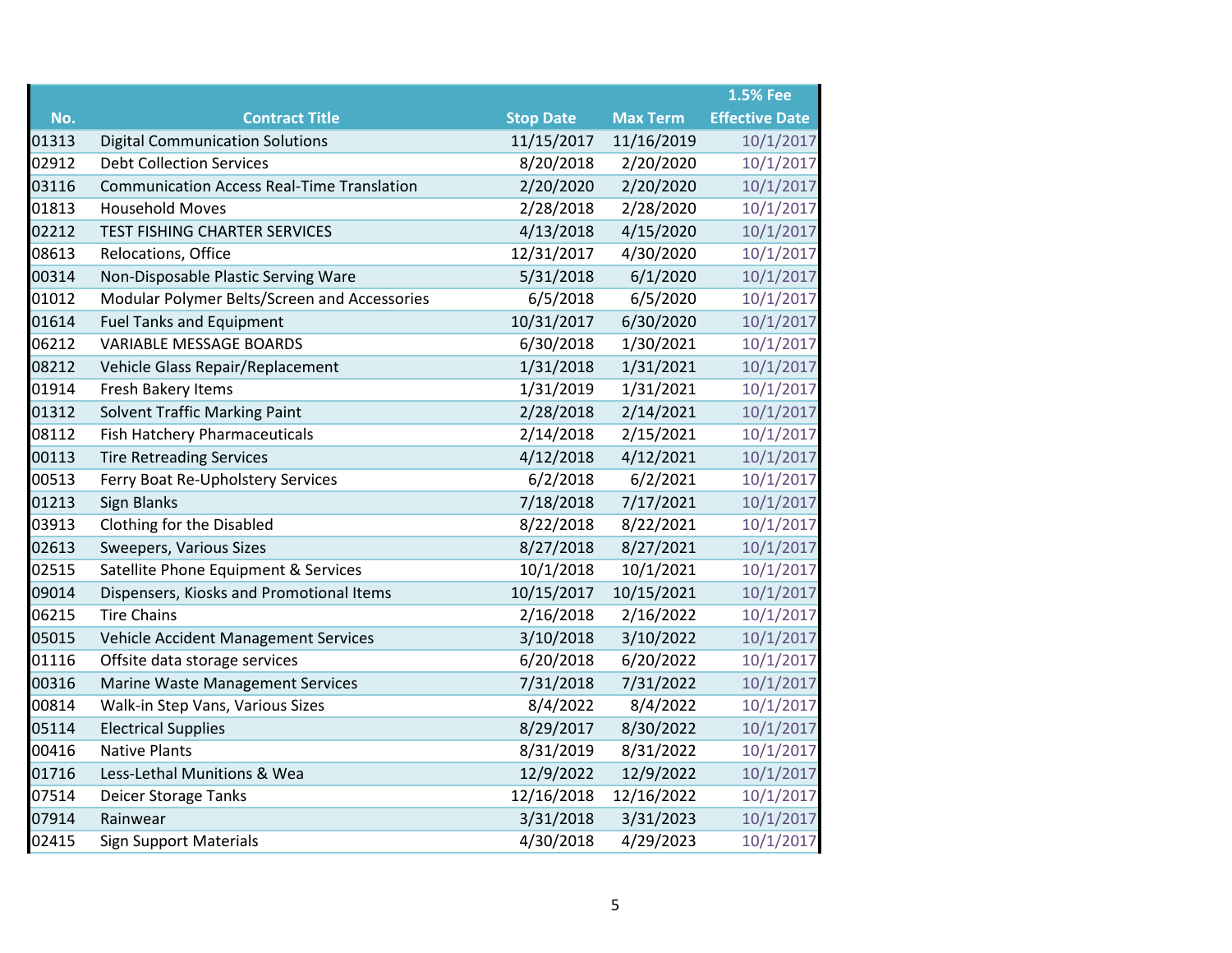| No. | Contract Title | Stop Date | Max Term | 1.5% Fee Effective Date |
|---|---|---|---|---|
| 01313 | Digital Communication Solutions | 11/15/2017 | 11/16/2019 | 10/1/2017 |
| 02912 | Debt Collection Services | 8/20/2018 | 2/20/2020 | 10/1/2017 |
| 03116 | Communication Access Real-Time Translation | 2/20/2020 | 2/20/2020 | 10/1/2017 |
| 01813 | Household Moves | 2/28/2018 | 2/28/2020 | 10/1/2017 |
| 02212 | TEST FISHING CHARTER SERVICES | 4/13/2018 | 4/15/2020 | 10/1/2017 |
| 08613 | Relocations, Office | 12/31/2017 | 4/30/2020 | 10/1/2017 |
| 00314 | Non-Disposable Plastic Serving Ware | 5/31/2018 | 6/1/2020 | 10/1/2017 |
| 01012 | Modular Polymer Belts/Screen and Accessories | 6/5/2018 | 6/5/2020 | 10/1/2017 |
| 01614 | Fuel Tanks and Equipment | 10/31/2017 | 6/30/2020 | 10/1/2017 |
| 06212 | VARIABLE MESSAGE BOARDS | 6/30/2018 | 1/30/2021 | 10/1/2017 |
| 08212 | Vehicle Glass Repair/Replacement | 1/31/2018 | 1/31/2021 | 10/1/2017 |
| 01914 | Fresh Bakery Items | 1/31/2019 | 1/31/2021 | 10/1/2017 |
| 01312 | Solvent Traffic Marking Paint | 2/28/2018 | 2/14/2021 | 10/1/2017 |
| 08112 | Fish Hatchery Pharmaceuticals | 2/14/2018 | 2/15/2021 | 10/1/2017 |
| 00113 | Tire Retreading Services | 4/12/2018 | 4/12/2021 | 10/1/2017 |
| 00513 | Ferry Boat Re-Upholstery Services | 6/2/2018 | 6/2/2021 | 10/1/2017 |
| 01213 | Sign Blanks | 7/18/2018 | 7/17/2021 | 10/1/2017 |
| 03913 | Clothing for the Disabled | 8/22/2018 | 8/22/2021 | 10/1/2017 |
| 02613 | Sweepers, Various Sizes | 8/27/2018 | 8/27/2021 | 10/1/2017 |
| 02515 | Satellite Phone Equipment & Services | 10/1/2018 | 10/1/2021 | 10/1/2017 |
| 09014 | Dispensers, Kiosks and Promotional Items | 10/15/2017 | 10/15/2021 | 10/1/2017 |
| 06215 | Tire Chains | 2/16/2018 | 2/16/2022 | 10/1/2017 |
| 05015 | Vehicle Accident Management Services | 3/10/2018 | 3/10/2022 | 10/1/2017 |
| 01116 | Offsite data storage services | 6/20/2018 | 6/20/2022 | 10/1/2017 |
| 00316 | Marine Waste Management Services | 7/31/2018 | 7/31/2022 | 10/1/2017 |
| 00814 | Walk-in Step Vans, Various Sizes | 8/4/2022 | 8/4/2022 | 10/1/2017 |
| 05114 | Electrical Supplies | 8/29/2017 | 8/30/2022 | 10/1/2017 |
| 00416 | Native Plants | 8/31/2019 | 8/31/2022 | 10/1/2017 |
| 01716 | Less-Lethal Munitions & Wea | 12/9/2022 | 12/9/2022 | 10/1/2017 |
| 07514 | Deicer Storage Tanks | 12/16/2018 | 12/16/2022 | 10/1/2017 |
| 07914 | Rainwear | 3/31/2018 | 3/31/2023 | 10/1/2017 |
| 02415 | Sign Support Materials | 4/30/2018 | 4/29/2023 | 10/1/2017 |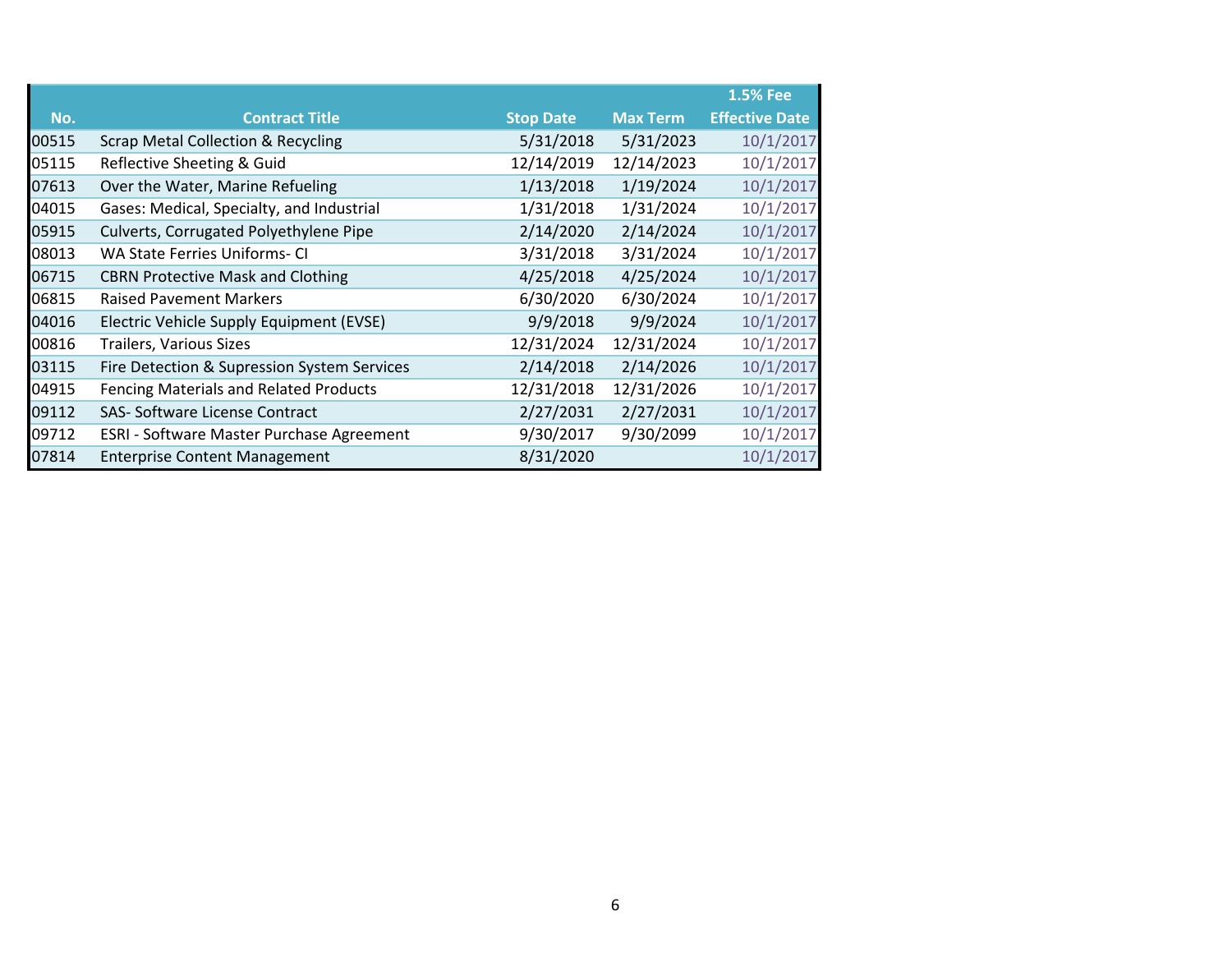| No. | Contract Title | Stop Date | Max Term | 1.5% Fee Effective Date |
|---|---|---|---|---|
| 00515 | Scrap Metal Collection & Recycling | 5/31/2018 | 5/31/2023 | 10/1/2017 |
| 05115 | Reflective Sheeting & Guid | 12/14/2019 | 12/14/2023 | 10/1/2017 |
| 07613 | Over the Water, Marine Refueling | 1/13/2018 | 1/19/2024 | 10/1/2017 |
| 04015 | Gases: Medical, Specialty, and Industrial | 1/31/2018 | 1/31/2024 | 10/1/2017 |
| 05915 | Culverts, Corrugated Polyethylene Pipe | 2/14/2020 | 2/14/2024 | 10/1/2017 |
| 08013 | WA State Ferries Uniforms- CI | 3/31/2018 | 3/31/2024 | 10/1/2017 |
| 06715 | CBRN Protective Mask and Clothing | 4/25/2018 | 4/25/2024 | 10/1/2017 |
| 06815 | Raised Pavement Markers | 6/30/2020 | 6/30/2024 | 10/1/2017 |
| 04016 | Electric Vehicle Supply Equipment (EVSE) | 9/9/2018 | 9/9/2024 | 10/1/2017 |
| 00816 | Trailers, Various Sizes | 12/31/2024 | 12/31/2024 | 10/1/2017 |
| 03115 | Fire Detection & Supression System Services | 2/14/2018 | 2/14/2026 | 10/1/2017 |
| 04915 | Fencing Materials and Related Products | 12/31/2018 | 12/31/2026 | 10/1/2017 |
| 09112 | SAS- Software License Contract | 2/27/2031 | 2/27/2031 | 10/1/2017 |
| 09712 | ESRI - Software Master Purchase Agreement | 9/30/2017 | 9/30/2099 | 10/1/2017 |
| 07814 | Enterprise Content Management | 8/31/2020 | | 10/1/2017 |